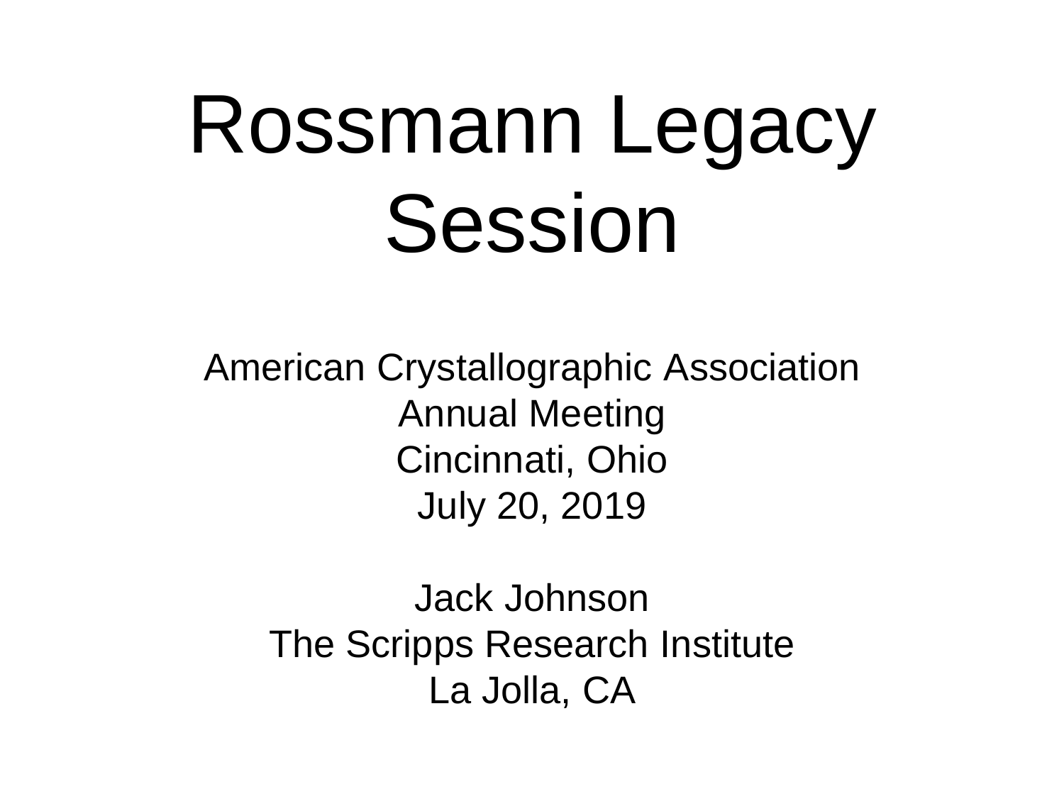# Rossmann Legacy Session

American Crystallographic Association
Annual Meeting
Cincinnati, Ohio
July 20, 2019

Jack Johnson
The Scripps Research Institute
La Jolla, CA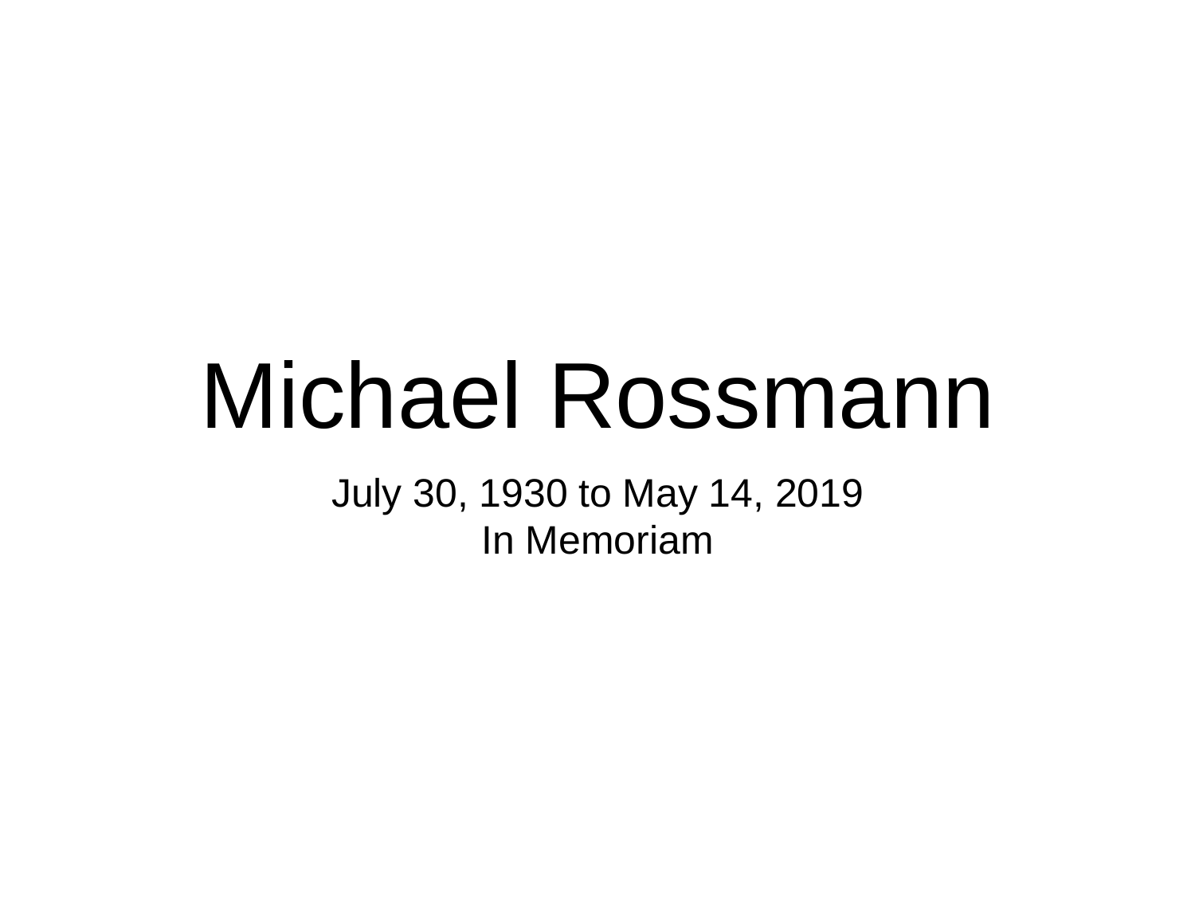# Michael Rossmann

July 30, 1930 to May 14, 2019

In Memoriam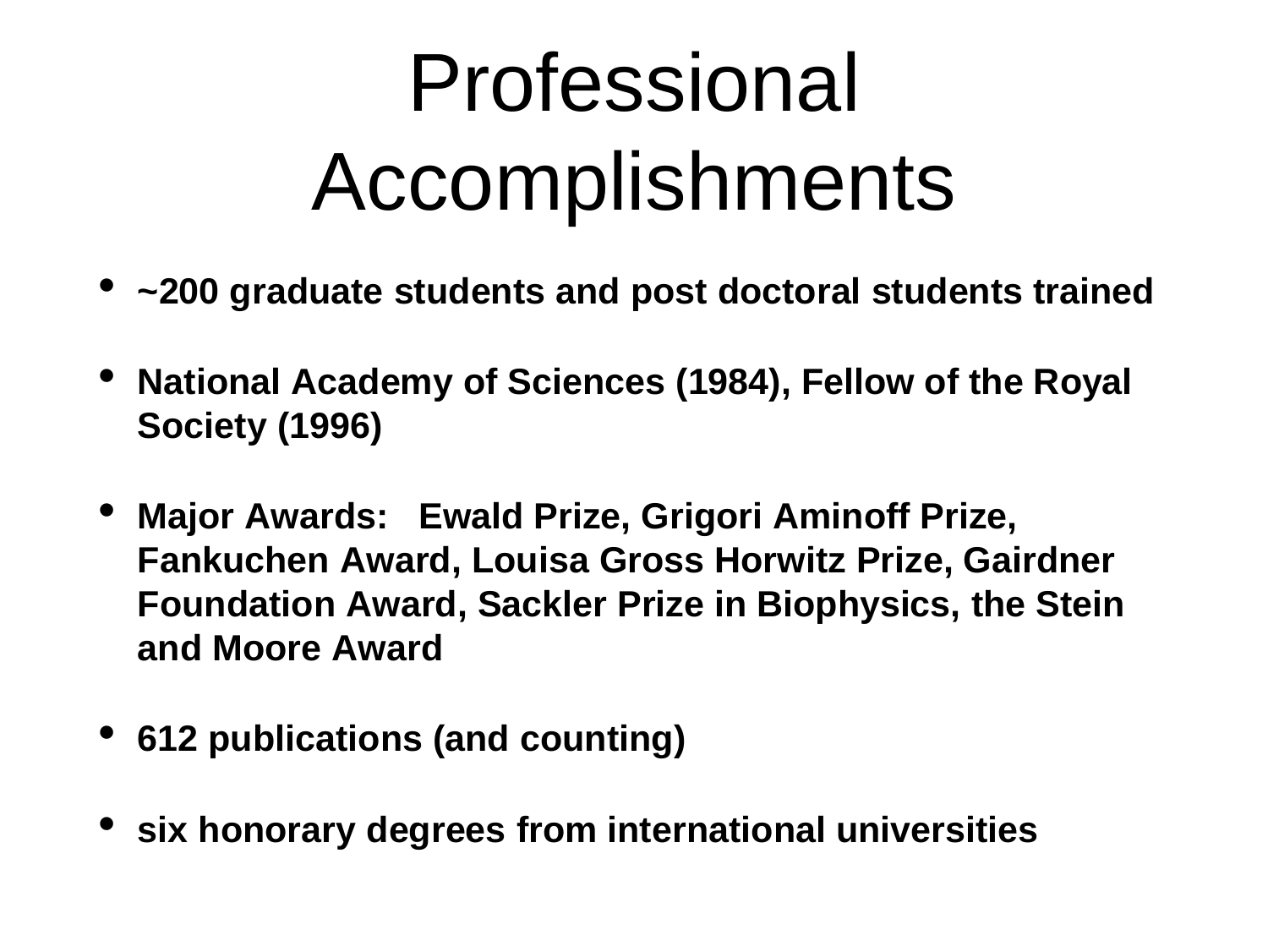# Professional Accomplishments

- **~200 graduate students and post doctoral students trained**
- **National Academy of Sciences (1984), Fellow of the Royal Society (1996)**
- **Major Awards: Ewald Prize, Grigori Aminoff Prize, Fankuchen Award, Louisa Gross Horwitz Prize, Gairdner Foundation Award, Sackler Prize in Biophysics, the Stein and Moore Award**
- **612 publications (and counting)**
- **six honorary degrees from international universities**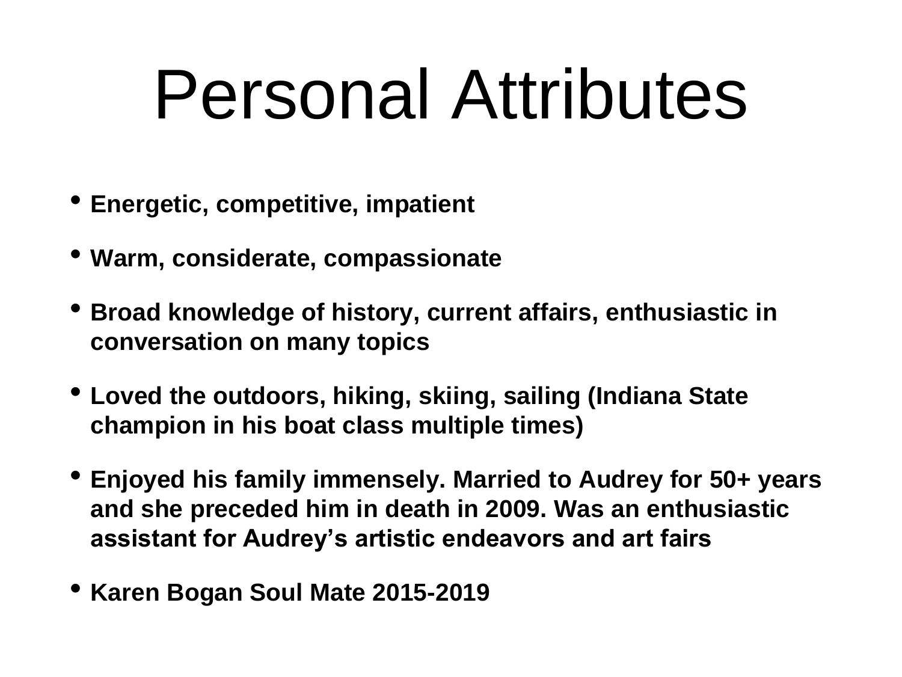# Personal Attributes

- **Energetic, competitive, impatient**
- **Warm, considerate, compassionate**
- **Broad knowledge of history, current affairs, enthusiastic in conversation on many topics**
- **Loved the outdoors, hiking, skiing, sailing (Indiana State champion in his boat class multiple times)**
- **Enjoyed his family immensely. Married to Audrey for 50+ years and she preceded him in death in 2009. Was an enthusiastic assistant for Audrey's artistic endeavors and art fairs**
- **Karen Bogan Soul Mate 2015-2019**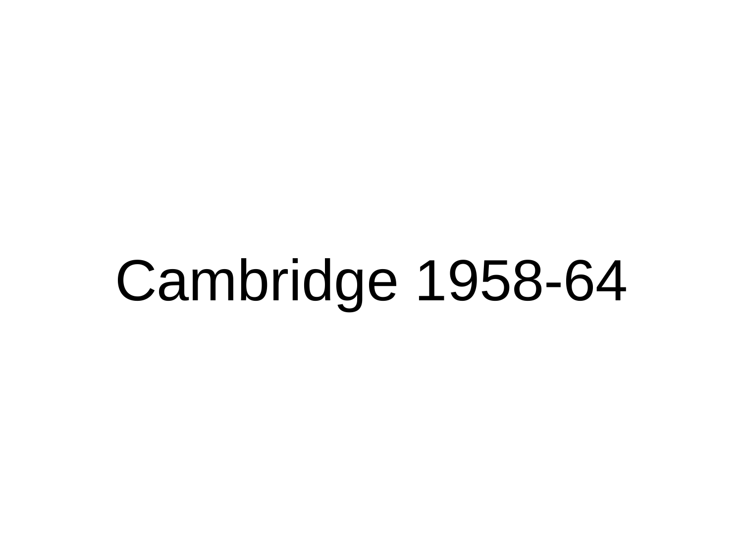# Cambridge 1958-64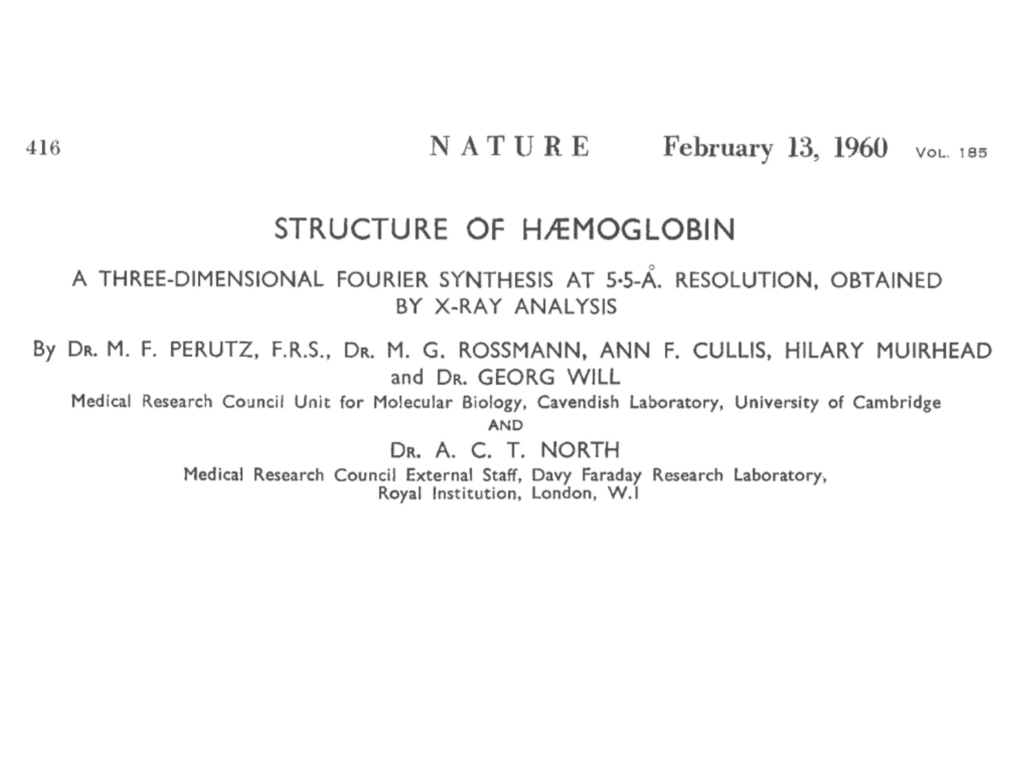# STRUCTURE OF HÆMOGLOBIN

## A THREE-DIMENSIONAL FOURIER SYNTHESIS AT 5·5-Å. RESOLUTION, OBTAINED BY X-RAY ANALYSIS

By DR. M. F. PERUTZ, F.R.S., DR. M. G. ROSSMANN, ANN F. CULLIS, HILARY MUIRHEAD and DR. GEORG WILL

Medical Research Council Unit for Molecular Biology, Cavendish Laboratory, University of Cambridge

AND

DR. A. C. T. NORTH

Medical Research Council External Staff, Davy Faraday Research Laboratory, Royal Institution, London, W.1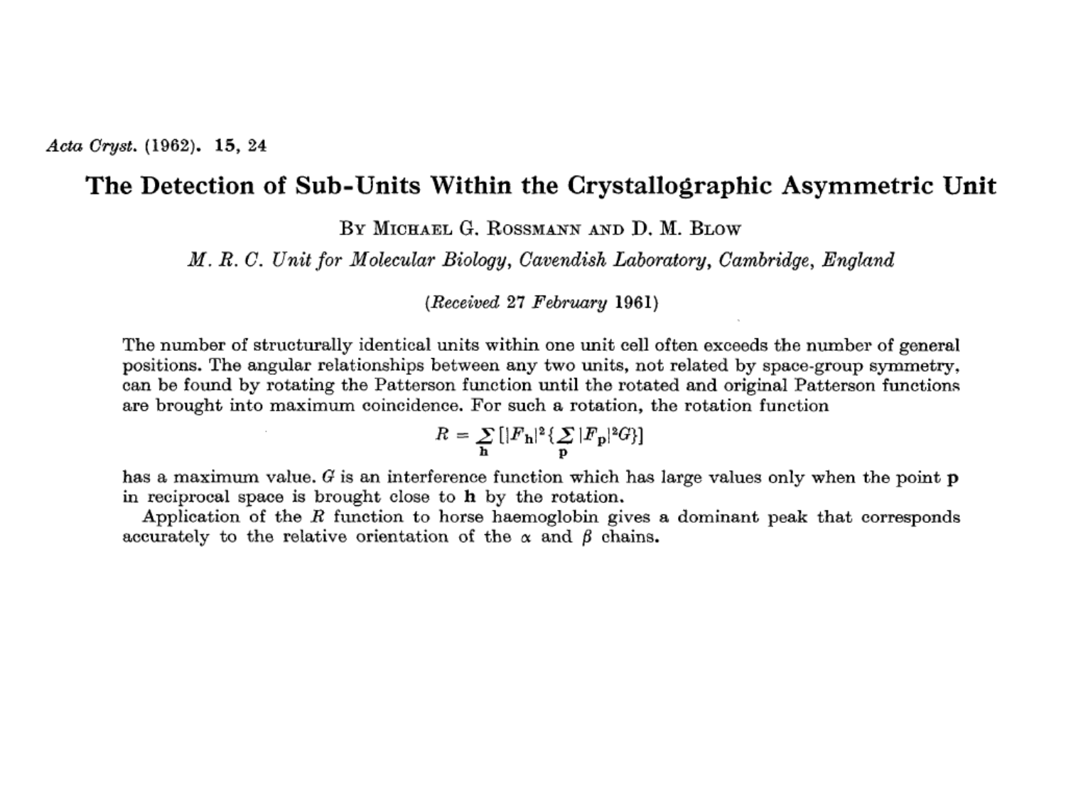*Acta Cryst.* (1962). **15**, 24

# The Detection of Sub-Units Within the Crystallographic Asymmetric Unit

By Michael G. Rossmann and D. M. Blow

*M. R. C. Unit for Molecular Biology, Cavendish Laboratory, Cambridge, England*

(*Received* 27 *February* 1961)

The number of structurally identical units within one unit cell often exceeds the number of general positions. The angular relationships between any two units, not related by space-group symmetry, can be found by rotating the Patterson function until the rotated and original Patterson functions are brought into maximum coincidence. For such a rotation, the rotation function

$$R = \sum_{\mathbf{h}} [|F_{\mathbf{h}}|^2 \{\sum_{\mathbf{p}} |F_{\mathbf{p}}|^2 G\}]$$

has a maximum value. $G$ is an interference function which has large values only when the point $\mathbf{p}$ in reciprocal space is brought close to $\mathbf{h}$ by the rotation.

Application of the $R$ function to horse haemoglobin gives a dominant peak that corresponds accurately to the relative orientation of the $\alpha$ and $\beta$ chains.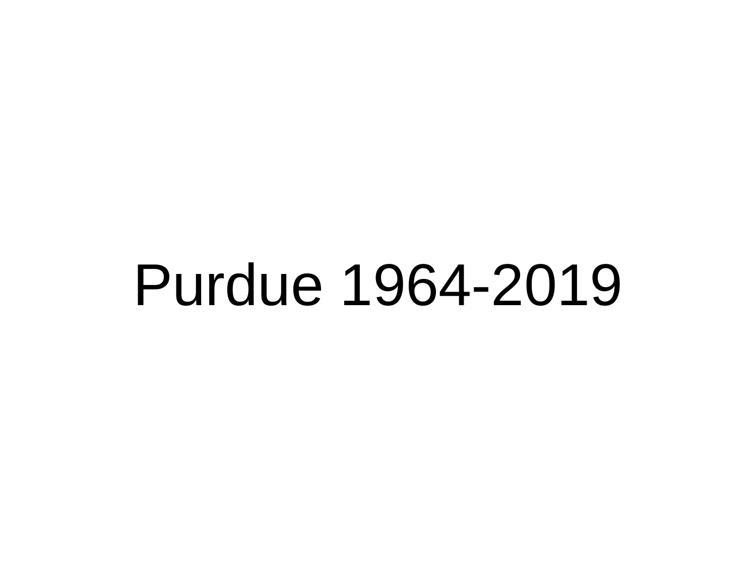# Purdue 1964-2019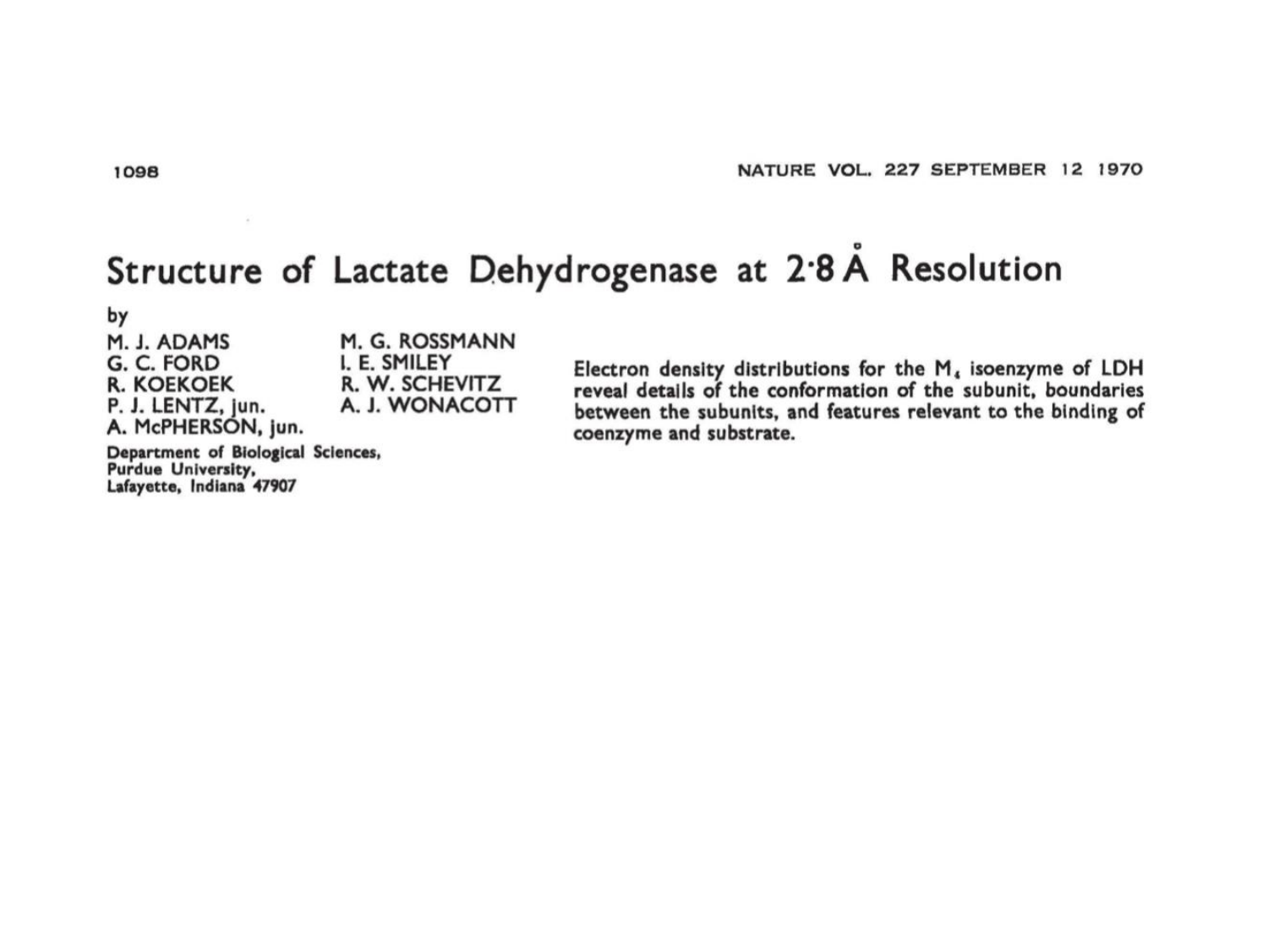# Structure of Lactate Dehydrogenase at 2·8 Å Resolution

by

M. J. ADAMS
G. C. FORD
R. KOEKOEK
P. J. LENTZ, jun.
A. McPHERSON, jun.
M. G. ROSSMANN
I. E. SMILEY
R. W. SCHEVITZ
A. J. WONACOTT

Department of Biological Sciences,
Purdue University,
Lafayette, Indiana 47907

**Electron density distributions for the $M_4$ isoenzyme of LDH reveal details of the conformation of the subunit, boundaries between the subunits, and features relevant to the binding of coenzyme and substrate.**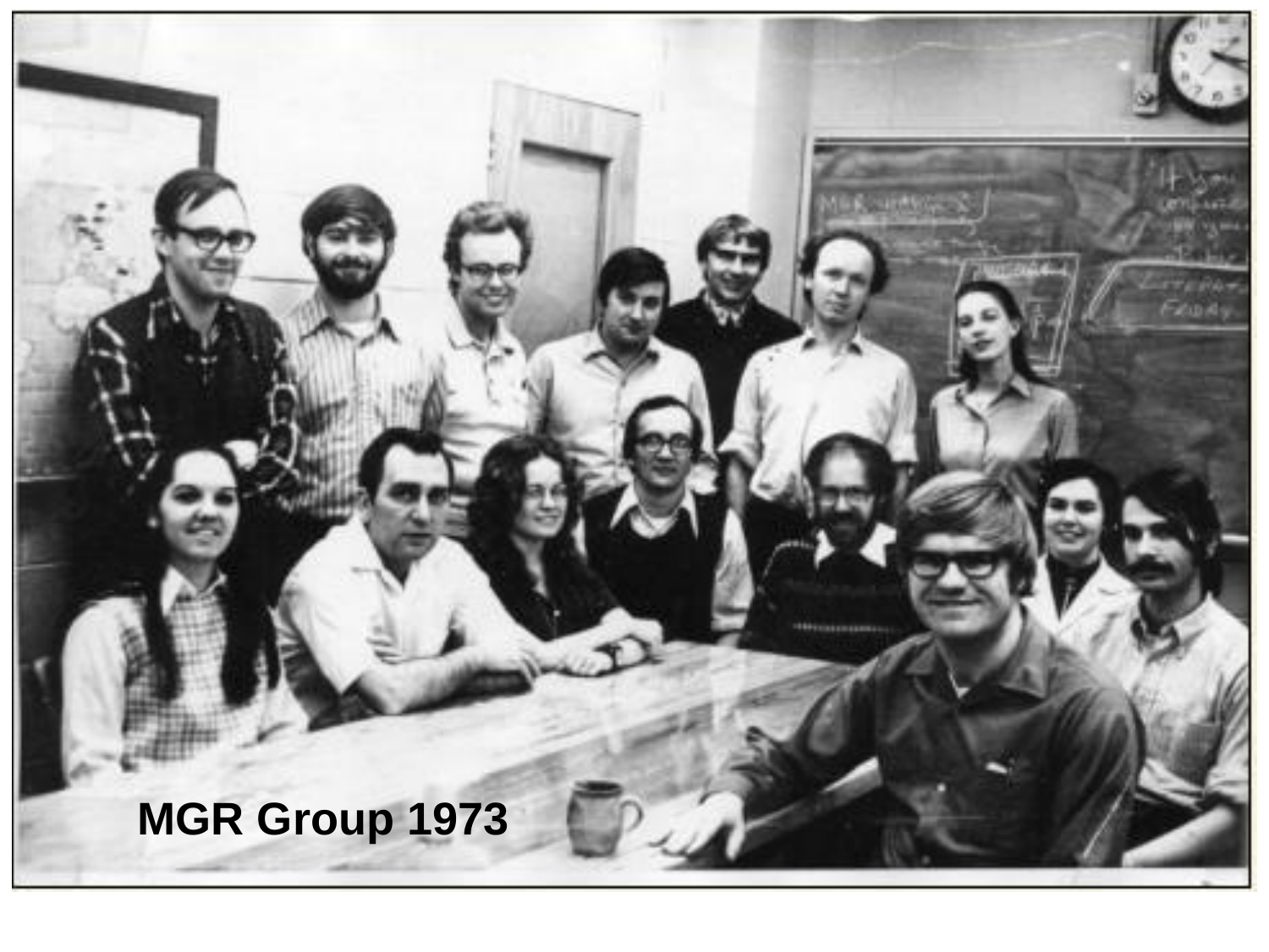MGR Group 1973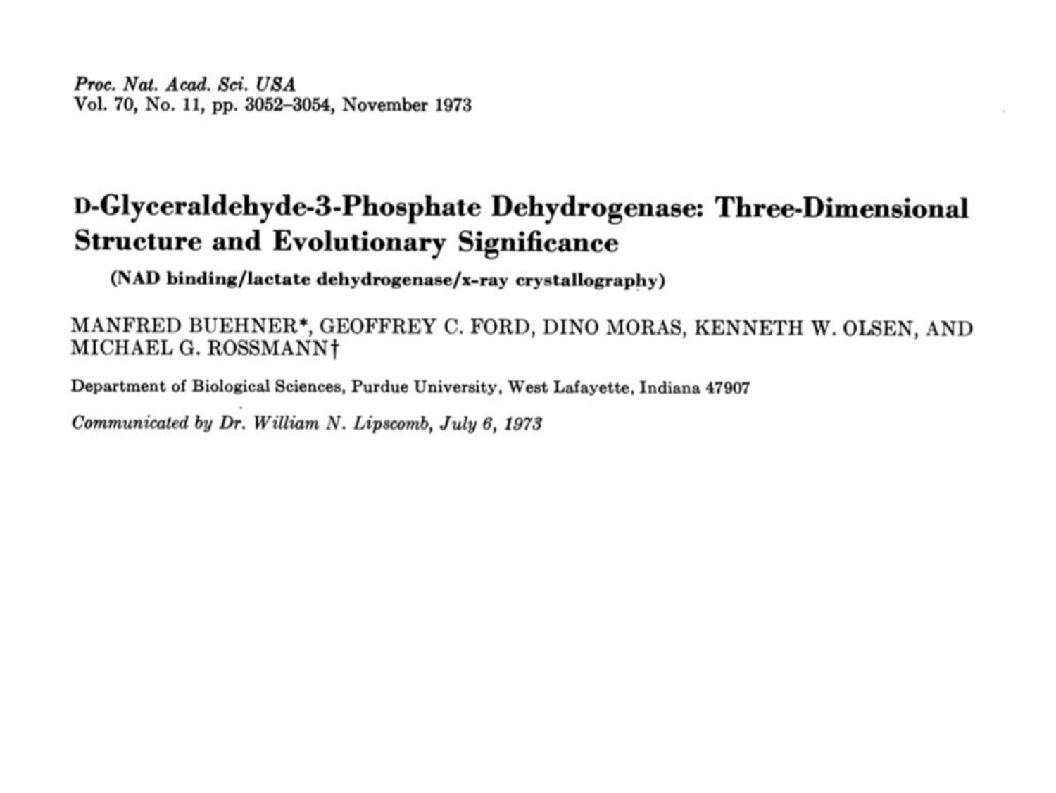*Proc. Nat. Acad. Sci. USA*
Vol. 70, No. 11, pp. 3052–3054, November 1973

# D-Glyceraldehyde-3-Phosphate Dehydrogenase: Three-Dimensional Structure and Evolutionary Significance

**(NAD binding/lactate dehydrogenase/x-ray crystallography)**

MANFRED BUEHNER*, GEOFFREY C. FORD, DINO MORAS, KENNETH W. OLSEN, AND MICHAEL G. ROSSMANN†

Department of Biological Sciences, Purdue University, West Lafayette, Indiana 47907

*Communicated by Dr. William N. Lipscomb, July 6, 1973*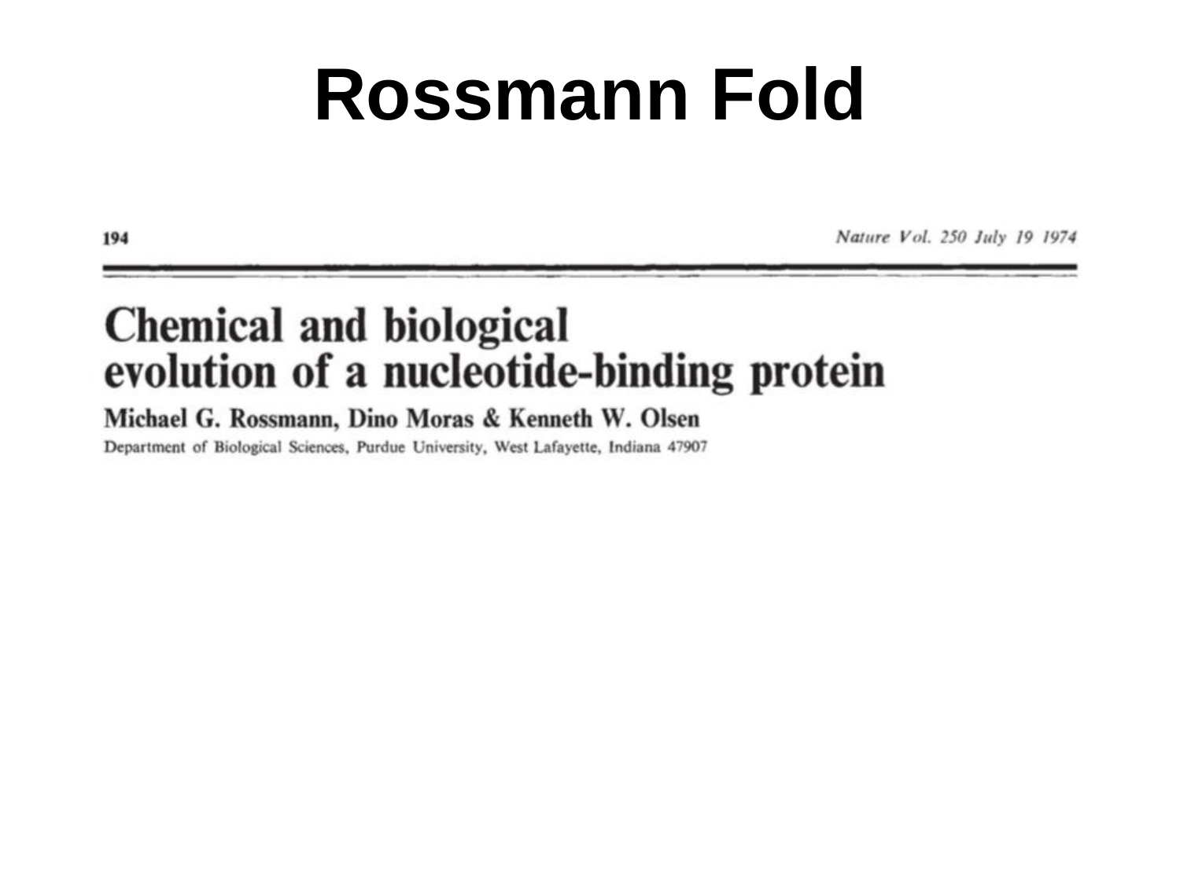# Rossmann Fold

194 *Nature Vol. 250 July 19 1974*

## Chemical and biological evolution of a nucleotide-binding protein

**Michael G. Rossmann, Dino Moras & Kenneth W. Olsen**

Department of Biological Sciences, Purdue University, West Lafayette, Indiana 47907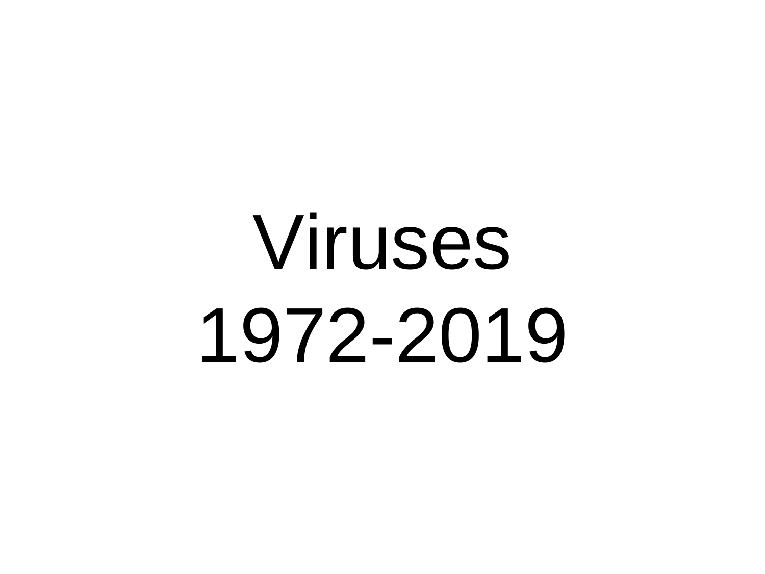# Viruses
# 1972-2019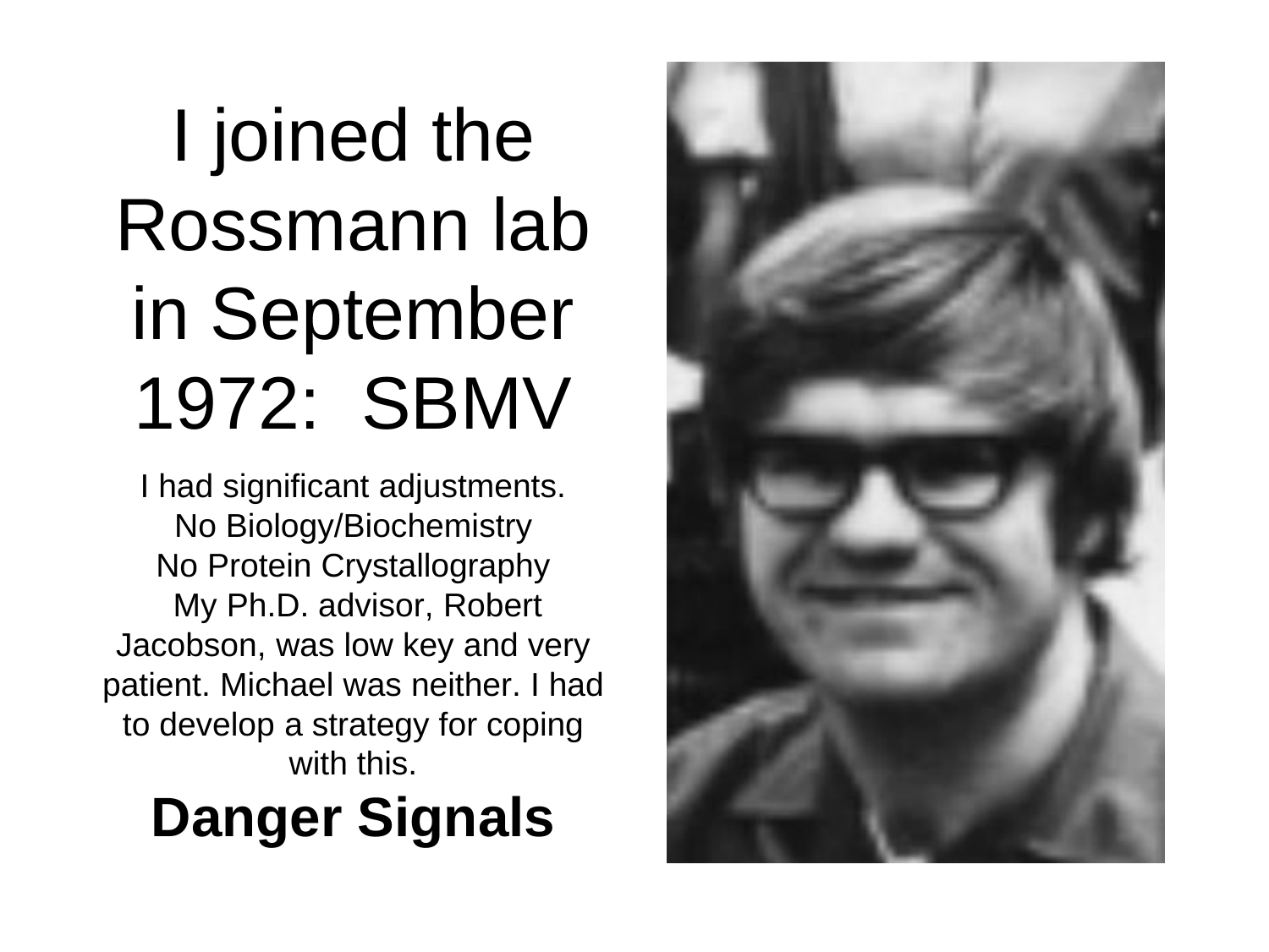# I joined the Rossmann lab in September 1972: SBMV

I had significant adjustments.
No Biology/Biochemistry
No Protein Crystallography
My Ph.D. advisor, Robert Jacobson, was low key and very patient. Michael was neither. I had to develop a strategy for coping with this.

**Danger Signals**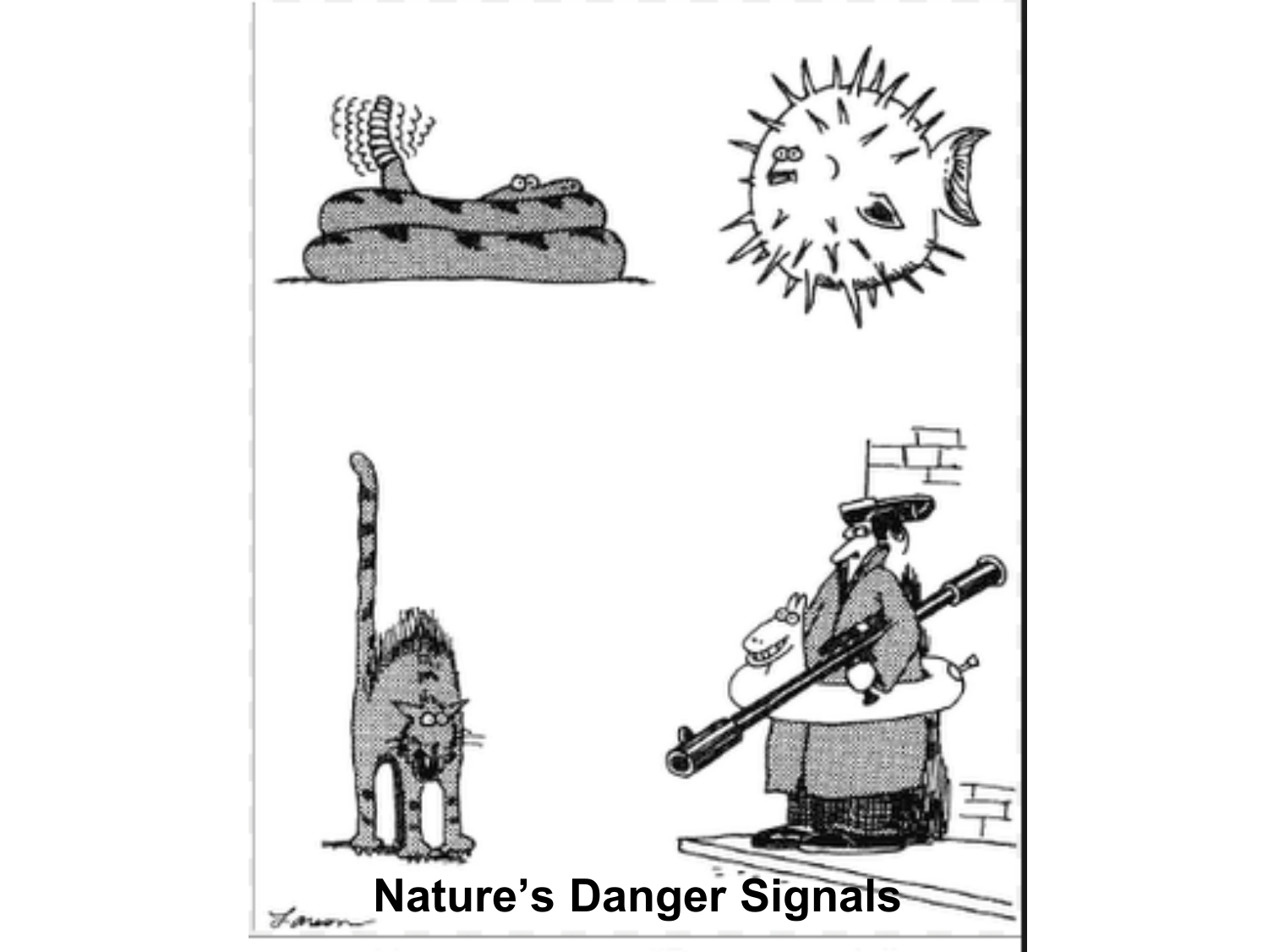Nature's Danger Signals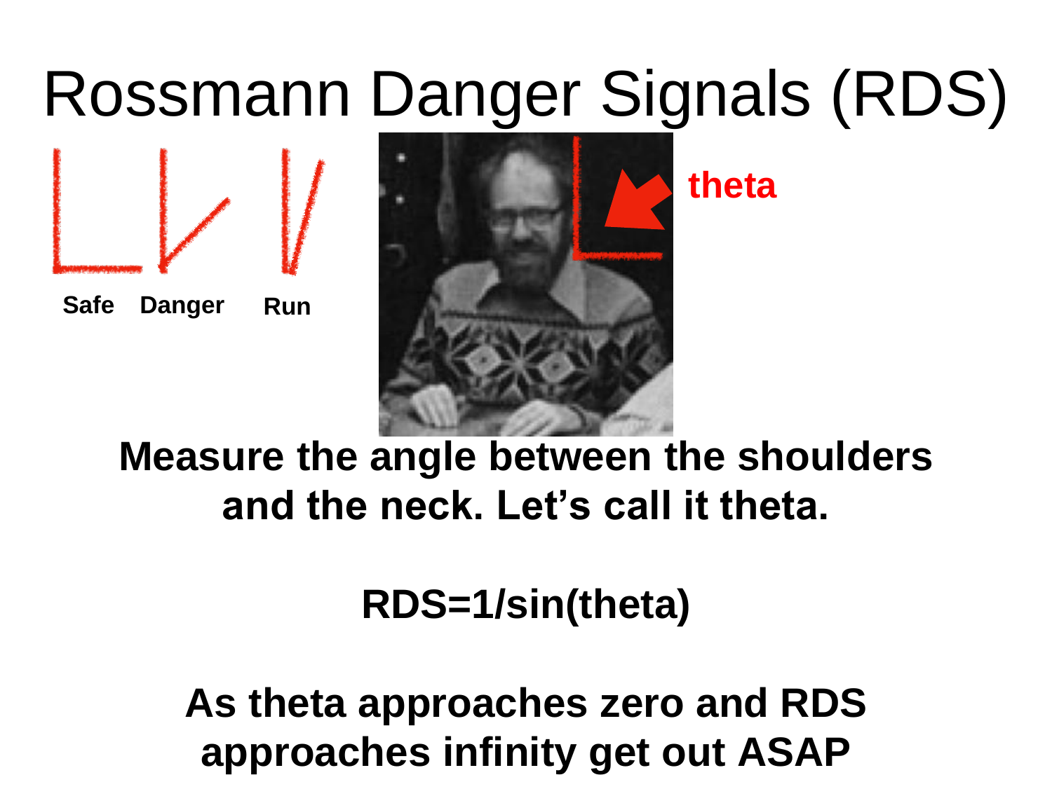# Rossmann Danger Signals (RDS)

**Safe** **Danger** **Run**

**theta**

**Measure the angle between the shoulders and the neck. Let's call it theta.**

**RDS=1/sin(theta)**

**As theta approaches zero and RDS approaches infinity get out ASAP**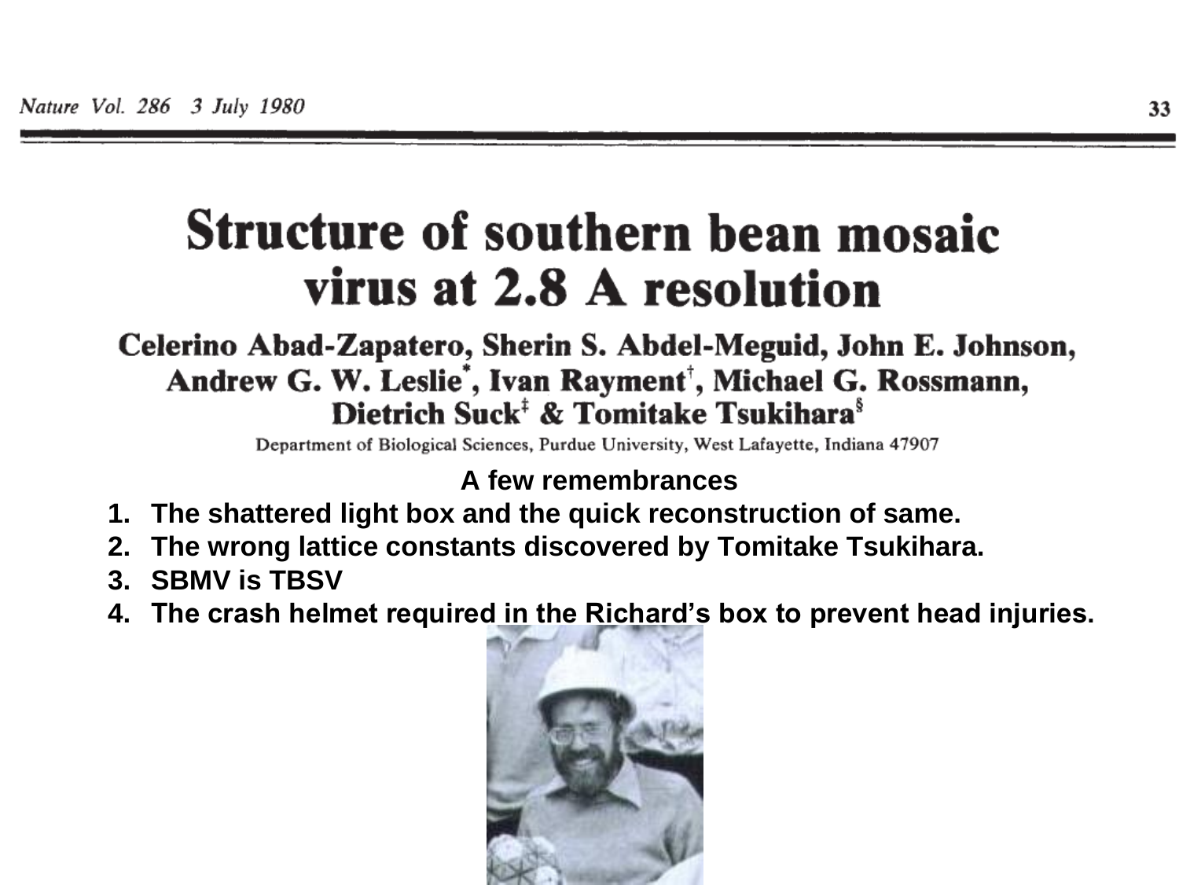# Structure of southern bean mosaic virus at 2.8 A resolution

**Celerino Abad-Zapatero, Sherin S. Abdel-Meguid, John E. Johnson, Andrew G. W. Leslie[*], Ivan Rayment[†], Michael G. Rossmann, Dietrich Suck[‡] & Tomitake Tsukihara[§]**

Department of Biological Sciences, Purdue University, West Lafayette, Indiana 47907

**A few remembrances**

1. **The shattered light box and the quick reconstruction of same.**
2. **The wrong lattice constants discovered by Tomitake Tsukihara.**
3. **SBMV is TBSV**
4. **The crash helmet required in the Richard's box to prevent head injuries.**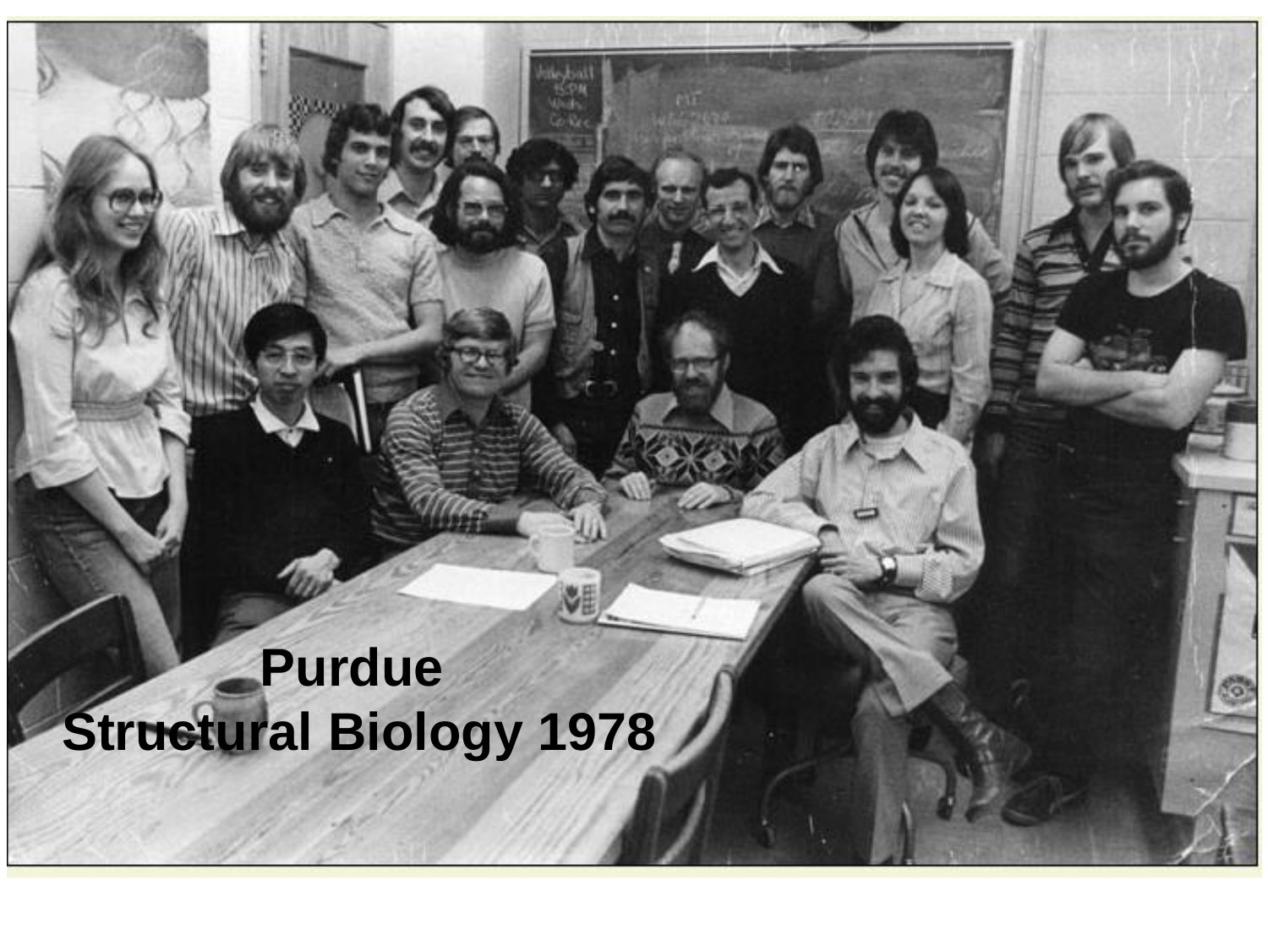Purdue
Structural Biology 1978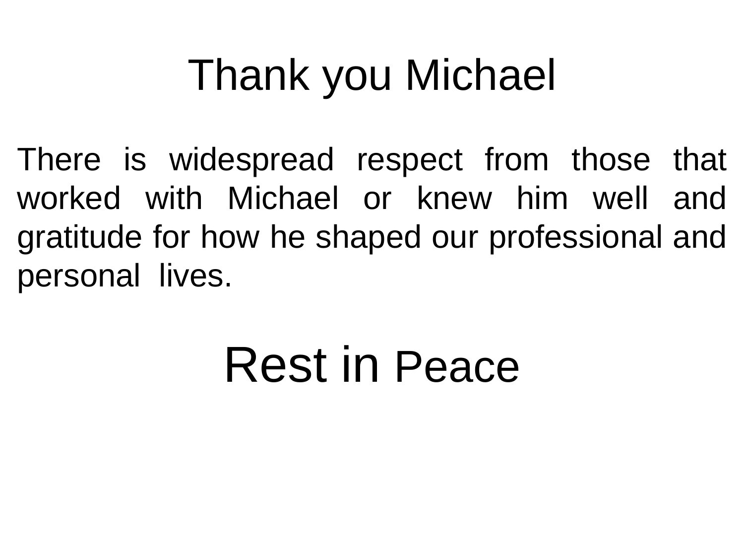# Thank you Michael

There is widespread respect from those that worked with Michael or knew him well and gratitude for how he shaped our professional and personal lives.

# Rest in Peace